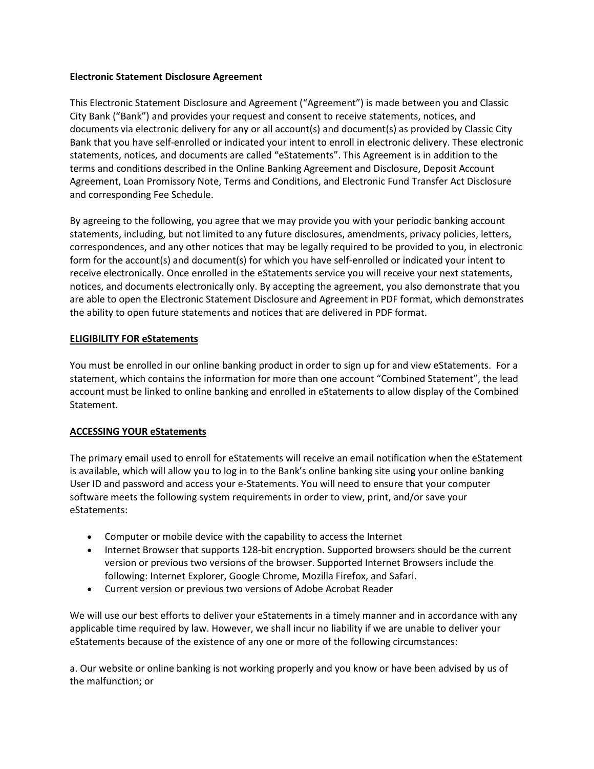**Electronic Statement Disclosure Agreement**

This Electronic Statement Disclosure and Agreement ("Agreement") is made between you and Classic City Bank ("Bank") and provides your request and consent to receive statements, notices, and documents via electronic delivery for any or all account(s) and document(s) as provided by Classic City Bank that you have self-enrolled or indicated your intent to enroll in electronic delivery. These electronic statements, notices, and documents are called "eStatements". This Agreement is in addition to the terms and conditions described in the Online Banking Agreement and Disclosure, Deposit Account Agreement, Loan Promissory Note, Terms and Conditions, and Electronic Fund Transfer Act Disclosure and corresponding Fee Schedule.

By agreeing to the following, you agree that we may provide you with your periodic banking account statements, including, but not limited to any future disclosures, amendments, privacy policies, letters, correspondences, and any other notices that may be legally required to be provided to you, in electronic form for the account(s) and document(s) for which you have self-enrolled or indicated your intent to receive electronically. Once enrolled in the eStatements service you will receive your next statements, notices, and documents electronically only. By accepting the agreement, you also demonstrate that you are able to open the Electronic Statement Disclosure and Agreement in PDF format, which demonstrates the ability to open future statements and notices that are delivered in PDF format.

**ELIGIBILITY FOR eStatements**

You must be enrolled in our online banking product in order to sign up for and view eStatements. For a statement, which contains the information for more than one account "Combined Statement", the lead account must be linked to online banking and enrolled in eStatements to allow display of the Combined Statement.

**ACCESSING YOUR eStatements**

The primary email used to enroll for eStatements will receive an email notification when the eStatement is available, which will allow you to log in to the Bank's online banking site using your online banking User ID and password and access your e-Statements. You will need to ensure that your computer software meets the following system requirements in order to view, print, and/or save your eStatements:

- Computer or mobile device with the capability to access the Internet
- Internet Browser that supports 128-bit encryption. Supported browsers should be the current version or previous two versions of the browser. Supported Internet Browsers include the following: Internet Explorer, Google Chrome, Mozilla Firefox, and Safari.
- Current version or previous two versions of Adobe Acrobat Reader

We will use our best efforts to deliver your eStatements in a timely manner and in accordance with any applicable time required by law. However, we shall incur no liability if we are unable to deliver your eStatements because of the existence of any one or more of the following circumstances:

a. Our website or online banking is not working properly and you know or have been advised by us of the malfunction; or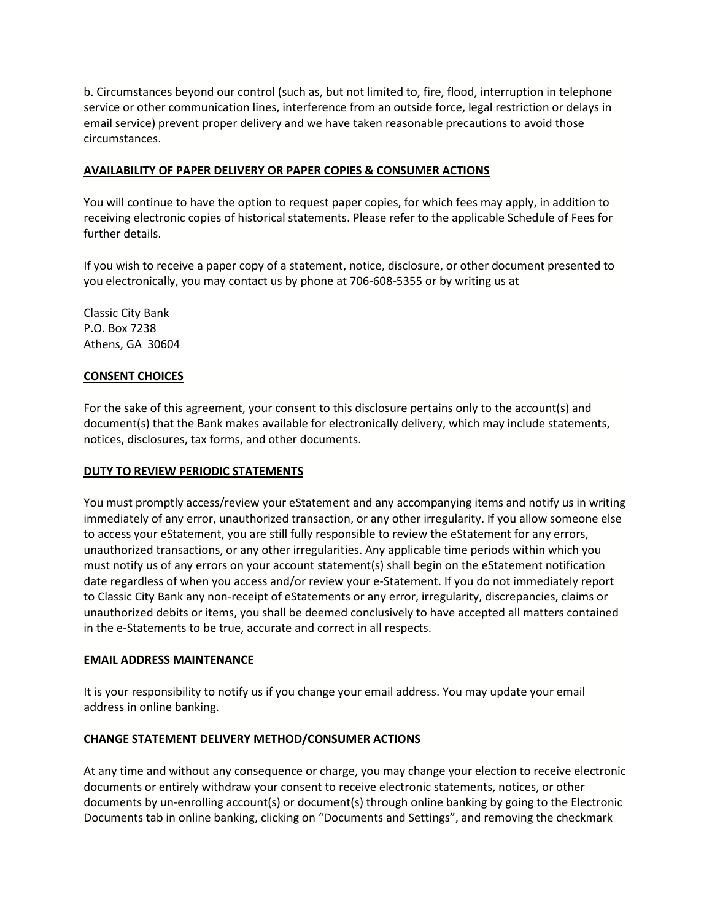b. Circumstances beyond our control (such as, but not limited to, fire, flood, interruption in telephone service or other communication lines, interference from an outside force, legal restriction or delays in email service) prevent proper delivery and we have taken reasonable precautions to avoid those circumstances.

## AVAILABILITY OF PAPER DELIVERY OR PAPER COPIES & CONSUMER ACTIONS

You will continue to have the option to request paper copies, for which fees may apply, in addition to receiving electronic copies of historical statements. Please refer to the applicable Schedule of Fees for further details.

If you wish to receive a paper copy of a statement, notice, disclosure, or other document presented to you electronically, you may contact us by phone at 706-608-5355 or by writing us at

Classic City Bank
P.O. Box 7238
Athens, GA 30604

## CONSENT CHOICES

For the sake of this agreement, your consent to this disclosure pertains only to the account(s) and document(s) that the Bank makes available for electronically delivery, which may include statements, notices, disclosures, tax forms, and other documents.

## DUTY TO REVIEW PERIODIC STATEMENTS

You must promptly access/review your eStatement and any accompanying items and notify us in writing immediately of any error, unauthorized transaction, or any other irregularity. If you allow someone else to access your eStatement, you are still fully responsible to review the eStatement for any errors, unauthorized transactions, or any other irregularities. Any applicable time periods within which you must notify us of any errors on your account statement(s) shall begin on the eStatement notification date regardless of when you access and/or review your e-Statement. If you do not immediately report to Classic City Bank any non-receipt of eStatements or any error, irregularity, discrepancies, claims or unauthorized debits or items, you shall be deemed conclusively to have accepted all matters contained in the e-Statements to be true, accurate and correct in all respects.

## EMAIL ADDRESS MAINTENANCE

It is your responsibility to notify us if you change your email address. You may update your email address in online banking.

## CHANGE STATEMENT DELIVERY METHOD/CONSUMER ACTIONS

At any time and without any consequence or charge, you may change your election to receive electronic documents or entirely withdraw your consent to receive electronic statements, notices, or other documents by un-enrolling account(s) or document(s) through online banking by going to the Electronic Documents tab in online banking, clicking on "Documents and Settings", and removing the checkmark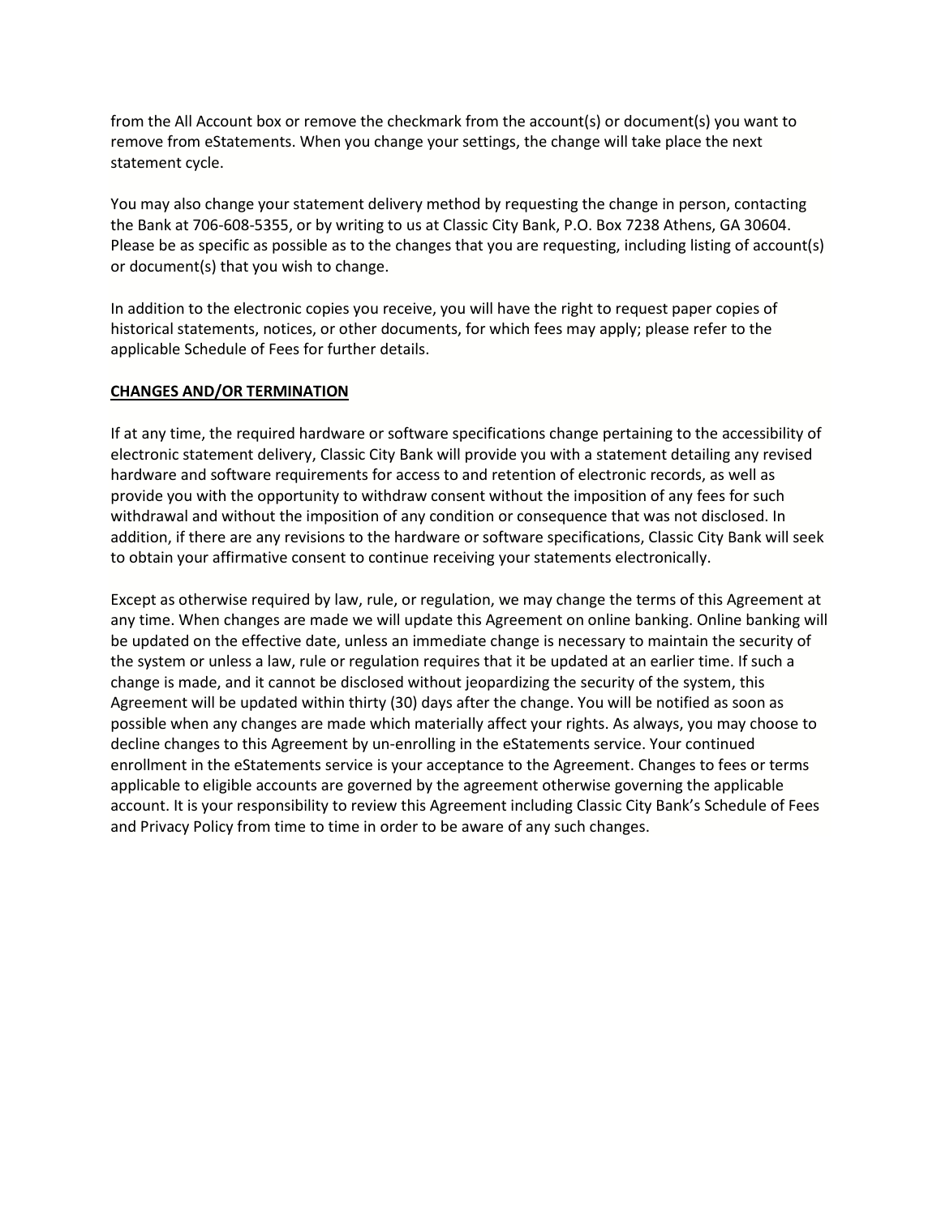from the All Account box or remove the checkmark from the account(s) or document(s) you want to remove from eStatements. When you change your settings, the change will take place the next statement cycle.

You may also change your statement delivery method by requesting the change in person, contacting the Bank at 706-608-5355, or by writing to us at Classic City Bank, P.O. Box 7238 Athens, GA 30604. Please be as specific as possible as to the changes that you are requesting, including listing of account(s) or document(s) that you wish to change.

In addition to the electronic copies you receive, you will have the right to request paper copies of historical statements, notices, or other documents, for which fees may apply; please refer to the applicable Schedule of Fees for further details.

## **CHANGES AND/OR TERMINATION**

If at any time, the required hardware or software specifications change pertaining to the accessibility of electronic statement delivery, Classic City Bank will provide you with a statement detailing any revised hardware and software requirements for access to and retention of electronic records, as well as provide you with the opportunity to withdraw consent without the imposition of any fees for such withdrawal and without the imposition of any condition or consequence that was not disclosed. In addition, if there are any revisions to the hardware or software specifications, Classic City Bank will seek to obtain your affirmative consent to continue receiving your statements electronically.

Except as otherwise required by law, rule, or regulation, we may change the terms of this Agreement at any time. When changes are made we will update this Agreement on online banking. Online banking will be updated on the effective date, unless an immediate change is necessary to maintain the security of the system or unless a law, rule or regulation requires that it be updated at an earlier time. If such a change is made, and it cannot be disclosed without jeopardizing the security of the system, this Agreement will be updated within thirty (30) days after the change. You will be notified as soon as possible when any changes are made which materially affect your rights. As always, you may choose to decline changes to this Agreement by un-enrolling in the eStatements service. Your continued enrollment in the eStatements service is your acceptance to the Agreement. Changes to fees or terms applicable to eligible accounts are governed by the agreement otherwise governing the applicable account. It is your responsibility to review this Agreement including Classic City Bank's Schedule of Fees and Privacy Policy from time to time in order to be aware of any such changes.